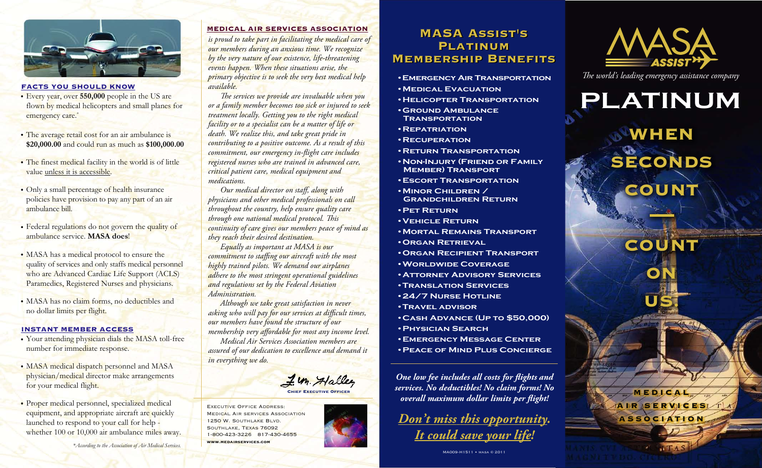## FACTS YOU SHOULD KNOW

- Every year, over **550,000** people in the US are flown by medical helicopters and small planes for emergency care.*
- The average retail cost for an air ambulance is **$20,000.00** and could run as much as **$100,000.00**
- The finest medical facility in the world is of little value unless it is accessible.
- Only a small percentage of health insurance policies have provision to pay any part of an air ambulance bill.
- Federal regulations do not govern the quality of ambulance service. **MASA does**!
- MASA has a medical protocol to ensure the quality of services and only staffs medical personnel who are Advanced Cardiac Life Support (ACLS) Paramedics, Registered Nurses and physicians.
- MASA has no claim forms, no deductibles and no dollar limits per flight.

## INSTANT MEMBER ACCESS

- Your attending physician dials the MASA toll-free number for immediate response.
- MASA medical dispatch personnel and MASA physician/medical director make arrangements for your medical flight.
- Proper medical personnel, specialized medical equipment, and appropriate aircraft are quickly launched to respond to your call for help - whether 100 or 10,000 air ambulance miles away.

*\*According to the Association of Air Medical Services.*

**MEDICAL AIR SERVICES ASSOCIATION** *is proud to take part in facilitating the medical care of our members during an anxious time. We recognize by the very nature of our existence, life-threatening events happen. When these situations arise, the primary objective is to seek the very best medical help available.*

*The services we provide are invaluable when you or a family member becomes too sick or injured to seek treatment locally. Getting you to the right medical facility or to a specialist can be a matter of life or death. We realize this, and take great pride in contributing to a positive outcome. As a result of this commitment, our emergency in-flight care includes registered nurses who are trained in advanced care, critical patient care, medical equipment and medications.*

*Our medical director on staff, along with physicians and other medical professionals on call throughout the country, help ensure quality care through one national medical protocol. This continuity of care gives our members peace of mind as they reach their desired destination.*

*Equally as important at MASA is our commitment to staffing our aircraft with the most highly trained pilots. We demand our airplanes adhere to the most stringent operational guidelines and regulations set by the Federal Aviation Administration.*

*Although we take great satisfaction in never asking who will pay for our services at difficult times, our members have found the structure of our membership very affordable for most any income level.*

*Medical Air Services Association members are assured of our dedication to excellence and demand it in everything we do.*

Chief Executive Officer

Executive Office Address:
Medical Air Services Association
1250 W. Southlake Blvd.
Southlake, Texas 76092
1-800-423-3226 817-430-4655
www.medairservices.com

## MASA Assist's Platinum Membership Benefits

- Emergency Air Transportation
- Medical Evacuation
- Helicopter Transportation
- Ground Ambulance Transportation
- Repatriation
- Recuperation
- Return Transportation
- Non-Injury (Friend or Family Member) Transport
- Escort Transportation
- Minor Children / Grandchildren Return
- Pet Return
- Vehicle Return
- Mortal Remains Transport
- Organ Retrieval
- Organ Recipient Transport
- Worldwide Coverage
- Attorney Advisory Services
- Translation Services
- 24/7 Nurse Hotline
- Travel Advisor
- Cash Advance (Up to $50,000)
- Physician Search
- Emergency Message Center
- Peace of Mind Plus Concierge

***One low fee includes all costs for flights and services. No deductibles! No claim forms! No overall maximum dollar limits per flight!***

***Don't miss this opportunity. It could save your life!***

MA009-H1511 • MASA © 2011

# MASA ASSIST

*The world's leading emergency assistance company*

# PLATINUM

## WHEN SECONDS COUNT — COUNT ON US.

MEDICAL AIR SERVICES ASSOCIATION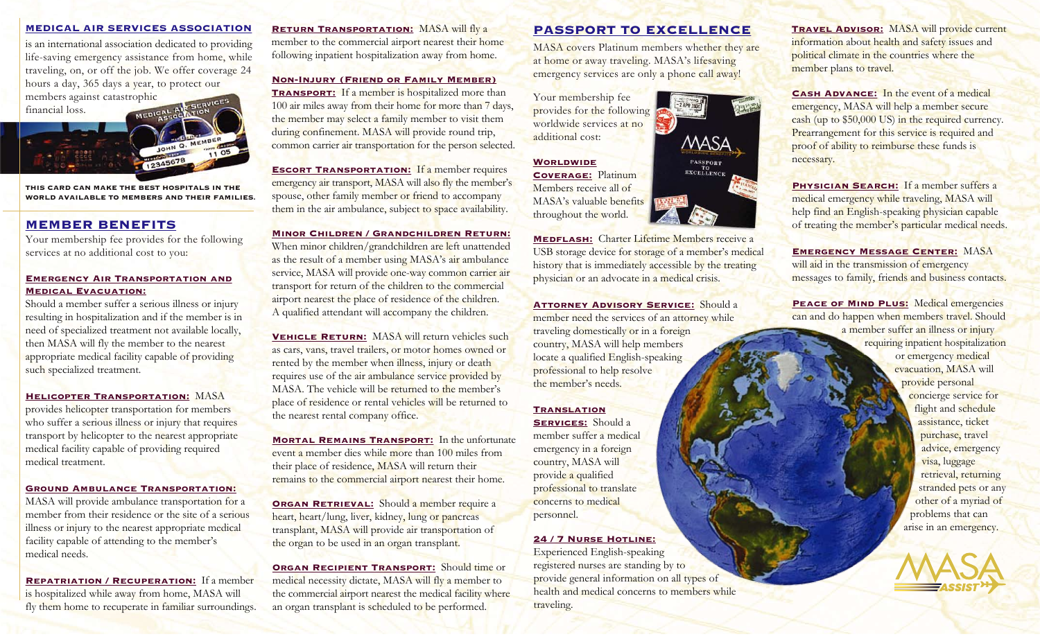## MEDICAL AIR SERVICES ASSOCIATION

is an international association dedicated to providing life-saving emergency assistance from home, while traveling, on, or off the job. We offer coverage 24 hours a day, 365 days a year, to protect our members against catastrophic financial loss.

**THIS CARD CAN MAKE THE BEST HOSPITALS IN THE WORLD AVAILABLE TO MEMBERS AND THEIR FAMILIES.**

## MEMBER BENEFITS

Your membership fee provides for the following services at no additional cost to you:

**EMERGENCY AIR TRANSPORTATION AND MEDICAL EVACUATION:**
Should a member suffer a serious illness or injury resulting in hospitalization and if the member is in need of specialized treatment not available locally, then MASA will fly the member to the nearest appropriate medical facility capable of providing such specialized treatment.

**HELICOPTER TRANSPORTATION:** MASA provides helicopter transportation for members who suffer a serious illness or injury that requires transport by helicopter to the nearest appropriate medical facility capable of providing required medical treatment.

**GROUND AMBULANCE TRANSPORTATION:**
MASA will provide ambulance transportation for a member from their residence or the site of a serious illness or injury to the nearest appropriate medical facility capable of attending to the member's medical needs.

**REPATRIATION / RECUPERATION:** If a member is hospitalized while away from home, MASA will fly them home to recuperate in familiar surroundings.

**RETURN TRANSPORTATION:** MASA will fly a member to the commercial airport nearest their home following inpatient hospitalization away from home.

**NON-INJURY (FRIEND OR FAMILY MEMBER) TRANSPORT:** If a member is hospitalized more than 100 air miles away from their home for more than 7 days, the member may select a family member to visit them during confinement. MASA will provide round trip, common carrier air transportation for the person selected.

**ESCORT TRANSPORTATION:** If a member requires emergency air transport, MASA will also fly the member's spouse, other family member or friend to accompany them in the air ambulance, subject to space availability.

**MINOR CHILDREN / GRANDCHILDREN RETURN:**
When minor children/grandchildren are left unattended as the result of a member using MASA's air ambulance service, MASA will provide one-way common carrier air transport for return of the children to the commercial airport nearest the place of residence of the children. A qualified attendant will accompany the children.

**VEHICLE RETURN:** MASA will return vehicles such as cars, vans, travel trailers, or motor homes owned or rented by the member when illness, injury or death requires use of the air ambulance service provided by MASA. The vehicle will be returned to the member's place of residence or rental vehicles will be returned to the nearest rental company office.

**MORTAL REMAINS TRANSPORT:** In the unfortunate event a member dies while more than 100 miles from their place of residence, MASA will return their remains to the commercial airport nearest their home.

**ORGAN RETRIEVAL:** Should a member require a heart, heart/lung, liver, kidney, lung or pancreas transplant, MASA will provide air transportation of the organ to be used in an organ transplant.

**ORGAN RECIPIENT TRANSPORT:** Should time or medical necessity dictate, MASA will fly a member to the commercial airport nearest the medical facility where an organ transplant is scheduled to be performed.

## PASSPORT TO EXCELLENCE

MASA covers Platinum members whether they are at home or away traveling. MASA's lifesaving emergency services are only a phone call away!

Your membership fee provides for the following worldwide services at no additional cost:

**WORLDWIDE COVERAGE:** Platinum Members receive all of MASA's valuable benefits throughout the world.

**MEDFLASH:** Charter Lifetime Members receive a USB storage device for storage of a member's medical history that is immediately accessible by the treating physician or an advocate in a medical crisis.

**ATTORNEY ADVISORY SERVICE:** Should a member need the services of an attorney while traveling domestically or in a foreign country, MASA will help members locate a qualified English-speaking professional to help resolve the member's needs.

**TRANSLATION SERVICES:** Should a member suffer a medical emergency in a foreign country, MASA will provide a qualified professional to translate concerns to medical personnel.

**24 / 7 NURSE HOTLINE:**
Experienced English-speaking registered nurses are standing by to provide general information on all types of health and medical concerns to members while traveling.

**TRAVEL ADVISOR:** MASA will provide current information about health and safety issues and political climate in the countries where the member plans to travel.

**CASH ADVANCE:** In the event of a medical emergency, MASA will help a member secure cash (up to $50,000 US) in the required currency. Prearrangement for this service is required and proof of ability to reimburse these funds is necessary.

**PHYSICIAN SEARCH:** If a member suffers a medical emergency while traveling, MASA will help find an English-speaking physician capable of treating the member's particular medical needs.

**EMERGENCY MESSAGE CENTER:** MASA will aid in the transmission of emergency messages to family, friends and business contacts.

**PEACE OF MIND PLUS:** Medical emergencies can and do happen when members travel. Should a member suffer an illness or injury requiring inpatient hospitalization or emergency medical evacuation, MASA will provide personal concierge service for flight and schedule assistance, ticket purchase, travel advice, emergency visa, luggage retrieval, returning stranded pets or any other of a myriad of problems that can arise in an emergency.

MASA ASSIST